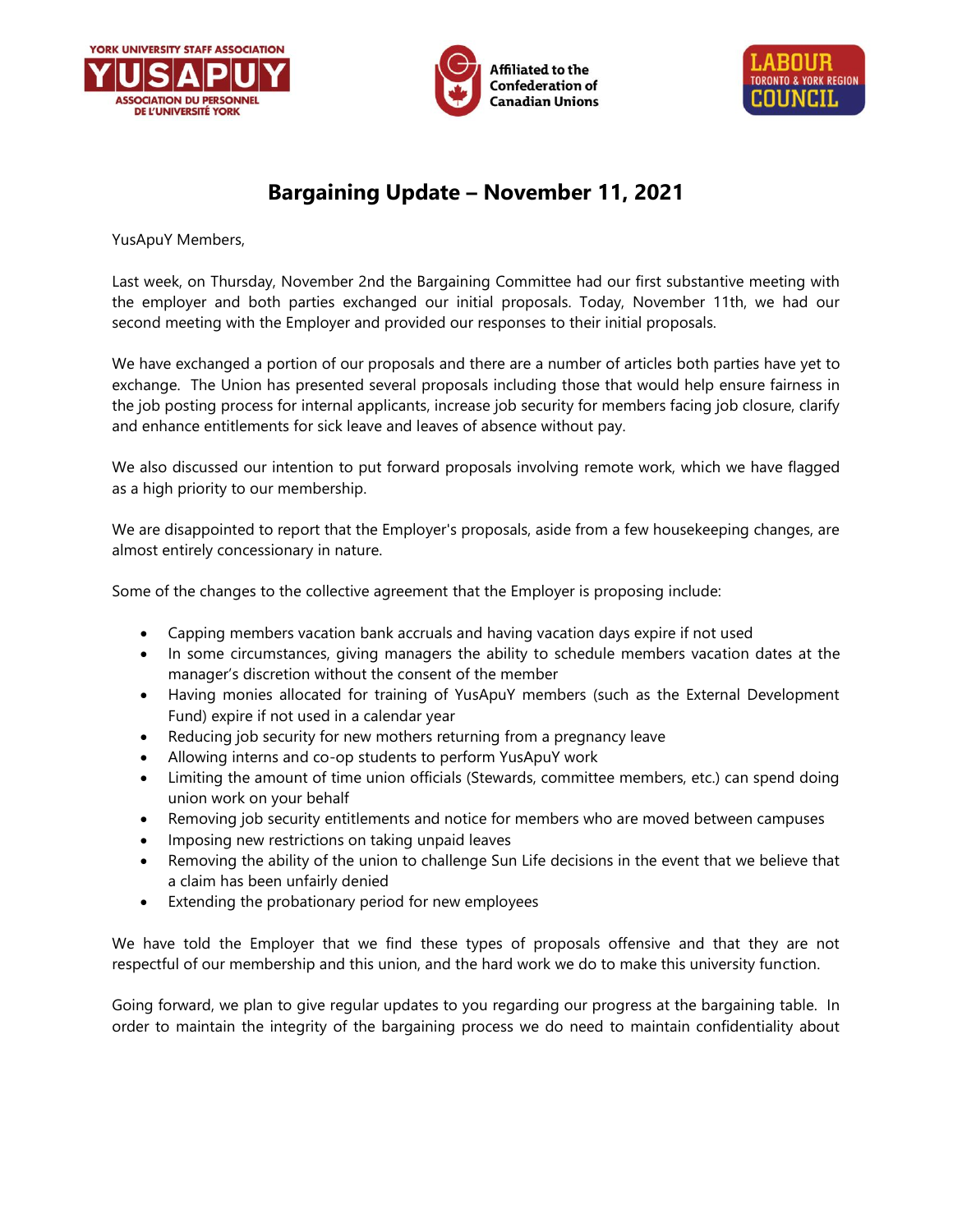# Bargaining Update – November 11, 2021

YusApuY Members,

Last week, on Thursday, November 2nd the Bargaining Committee had our first substantive meeting with the employer and both parties exchanged our initial proposals. Today, November 11th, we had our second meeting with the Employer and provided our responses to their initial proposals.

We have exchanged a portion of our proposals and there are a number of articles both parties have yet to exchange. The Union has presented several proposals including those that would help ensure fairness in the job posting process for internal applicants, increase job security for members facing job closure, clarify and enhance entitlements for sick leave and leaves of absence without pay.

We also discussed our intention to put forward proposals involving remote work, which we have flagged as a high priority to our membership.

We are disappointed to report that the Employer's proposals, aside from a few housekeeping changes, are almost entirely concessionary in nature.

Some of the changes to the collective agreement that the Employer is proposing include:

- Capping members vacation bank accruals and having vacation days expire if not used
- In some circumstances, giving managers the ability to schedule members vacation dates at the manager's discretion without the consent of the member
- Having monies allocated for training of YusApuY members (such as the External Development Fund) expire if not used in a calendar year
- Reducing job security for new mothers returning from a pregnancy leave
- Allowing interns and co-op students to perform YusApuY work
- Limiting the amount of time union officials (Stewards, committee members, etc.) can spend doing union work on your behalf
- Removing job security entitlements and notice for members who are moved between campuses
- Imposing new restrictions on taking unpaid leaves
- Removing the ability of the union to challenge Sun Life decisions in the event that we believe that a claim has been unfairly denied
- Extending the probationary period for new employees

We have told the Employer that we find these types of proposals offensive and that they are not respectful of our membership and this union, and the hard work we do to make this university function.

Going forward, we plan to give regular updates to you regarding our progress at the bargaining table. In order to maintain the integrity of the bargaining process we do need to maintain confidentiality about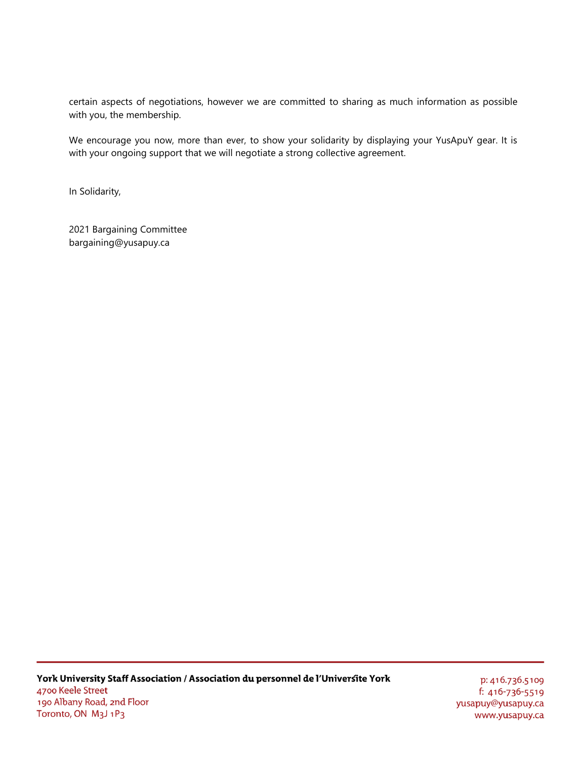certain aspects of negotiations, however we are committed to sharing as much information as possible with you, the membership.

We encourage you now, more than ever, to show your solidarity by displaying your YusApuY gear. It is with your ongoing support that we will negotiate a strong collective agreement.

In Solidarity,

2021 Bargaining Committee
bargaining@yusapuy.ca

**York University Staff Association / Association du personnel de l'Université York**
4700 Keele Street
190 Albany Road, 2nd Floor
Toronto, ON M3J 1P3

p: 416.736.5109
f: 416-736-5519
yusapuy@yusapuy.ca
www.yusapuy.ca